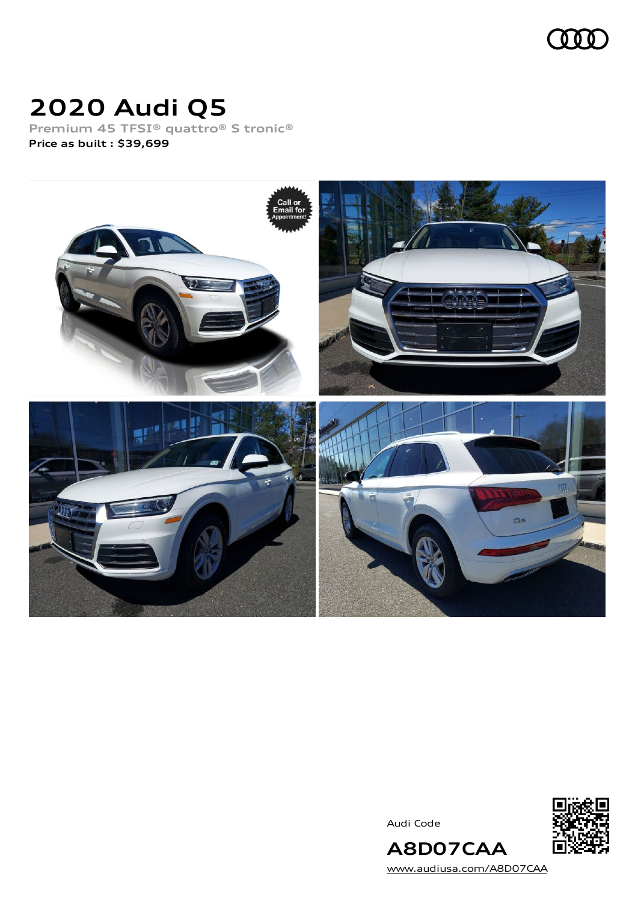# 2020 Audi Q5

Premium 45 TFSI® quattro® S tronic®

**Price as built : $39,699**

Audi Code

**A8D07CAA**

www.audiusa.com/A8D07CAA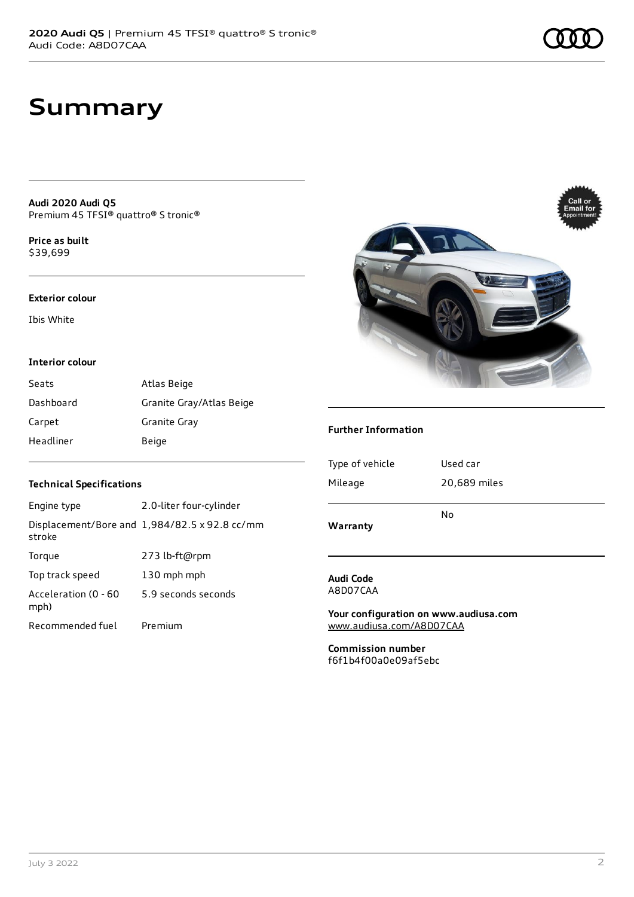# Summary

**Audi 2020 Audi Q5**
Premium 45 TFSI® quattro® S tronic®

**Price as built**
$39,699

### Exterior colour

Ibis White

### Interior colour

| | |
|---|---|
| Seats | Atlas Beige |
| Dashboard | Granite Gray/Atlas Beige |
| Carpet | Granite Gray |
| Headliner | Beige |

### Technical Specifications

| | |
|---|---|
| Engine type | 2.0-liter four-cylinder |
| Displacement/Bore and stroke | 1,984/82.5 x 92.8 cc/mm |
| Torque | 273 lb-ft@rpm |
| Top track speed | 130 mph mph |
| Acceleration (0 - 60 mph) | 5.9 seconds seconds |
| Recommended fuel | Premium |

### Further Information

| | |
|---|---|
| Type of vehicle | Used car |
| Mileage | 20,689 miles |
| **Warranty** | No |

**Audi Code**
A8D07CAA

**Your configuration on www.audiusa.com**
www.audiusa.com/A8D07CAA

**Commission number**
f6f1b4f00a0e09af5ebc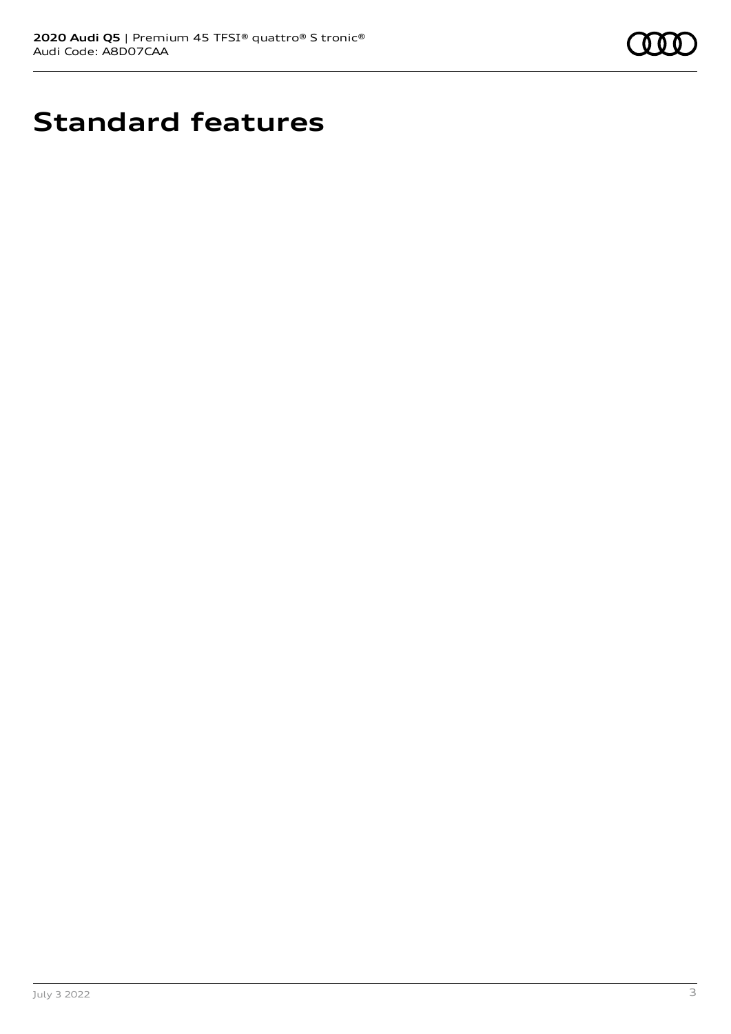# Standard features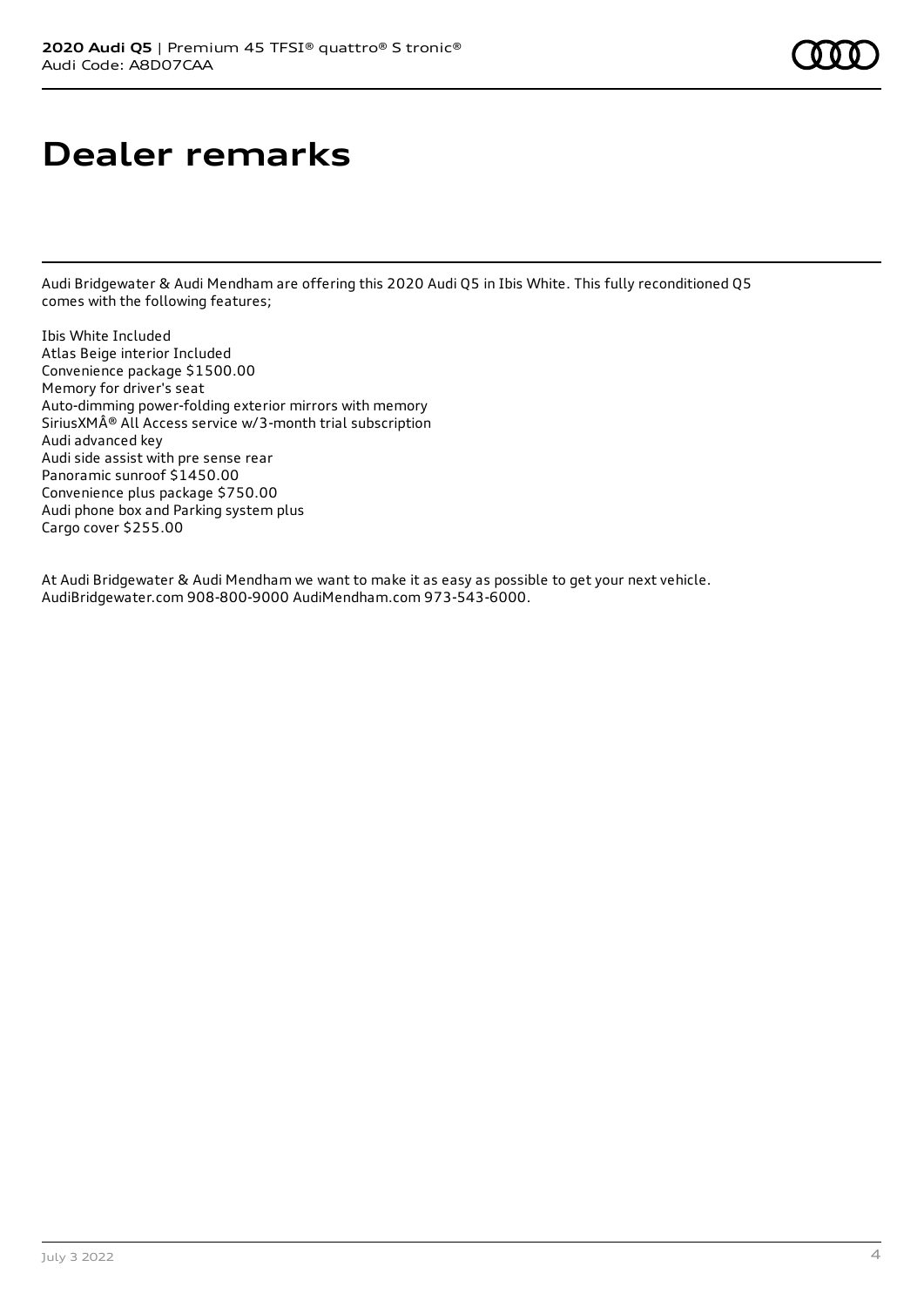# Dealer remarks

Audi Bridgewater & Audi Mendham are offering this 2020 Audi Q5 in Ibis White. This fully reconditioned Q5 comes with the following features;

Ibis White Included
Atlas Beige interior Included
Convenience package $1500.00
Memory for driver's seat
Auto-dimming power-folding exterior mirrors with memory
SiriusXMÂ® All Access service w/3-month trial subscription
Audi advanced key
Audi side assist with pre sense rear
Panoramic sunroof $1450.00
Convenience plus package $750.00
Audi phone box and Parking system plus
Cargo cover $255.00

At Audi Bridgewater & Audi Mendham we want to make it as easy as possible to get your next vehicle. AudiBridgewater.com 908-800-9000 AudiMendham.com 973-543-6000.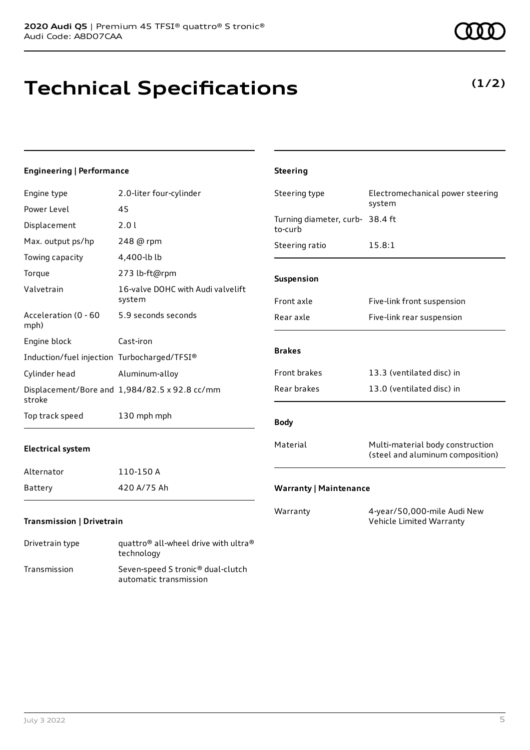**2020 Audi Q5** | Premium 45 TFSI® quattro® S tronic®
Audi Code: A8D07CAA

# Technical Specifications

**(1/2)**

### Engineering | Performance

| | |
|---|---|
| Engine type | 2.0-liter four-cylinder |
| Power Level | 45 |
| Displacement | 2.0 l |
| Max. output ps/hp | 248 @ rpm |
| Towing capacity | 4,400-lb lb |
| Torque | 273 lb-ft@rpm |
| Valvetrain | 16-valve DOHC with Audi valvelift system |
| Acceleration (0 - 60 mph) | 5.9 seconds seconds |
| Engine block | Cast-iron |
| Induction/fuel injection | Turbocharged/TFSI® |
| Cylinder head | Aluminum-alloy |
| Displacement/Bore and stroke | 1,984/82.5 x 92.8 cc/mm |
| Top track speed | 130 mph mph |

### Electrical system

| | |
|---|---|
| Alternator | 110-150 A |
| Battery | 420 A/75 Ah |

### Transmission | Drivetrain

| | |
|---|---|
| Drivetrain type | quattro® all-wheel drive with ultra® technology |
| Transmission | Seven-speed S tronic® dual-clutch automatic transmission |

### Steering

| | |
|---|---|
| Steering type | Electromechanical power steering system |
| Turning diameter, curb-to-curb | 38.4 ft |
| Steering ratio | 15.8:1 |

### Suspension

| | |
|---|---|
| Front axle | Five-link front suspension |
| Rear axle | Five-link rear suspension |

### Brakes

| | |
|---|---|
| Front brakes | 13.3 (ventilated disc) in |
| Rear brakes | 13.0 (ventilated disc) in |

### Body

| | |
|---|---|
| Material | Multi-material body construction (steel and aluminum composition) |

### Warranty | Maintenance

| | |
|---|---|
| Warranty | 4-year/50,000-mile Audi New Vehicle Limited Warranty |

July 3 2022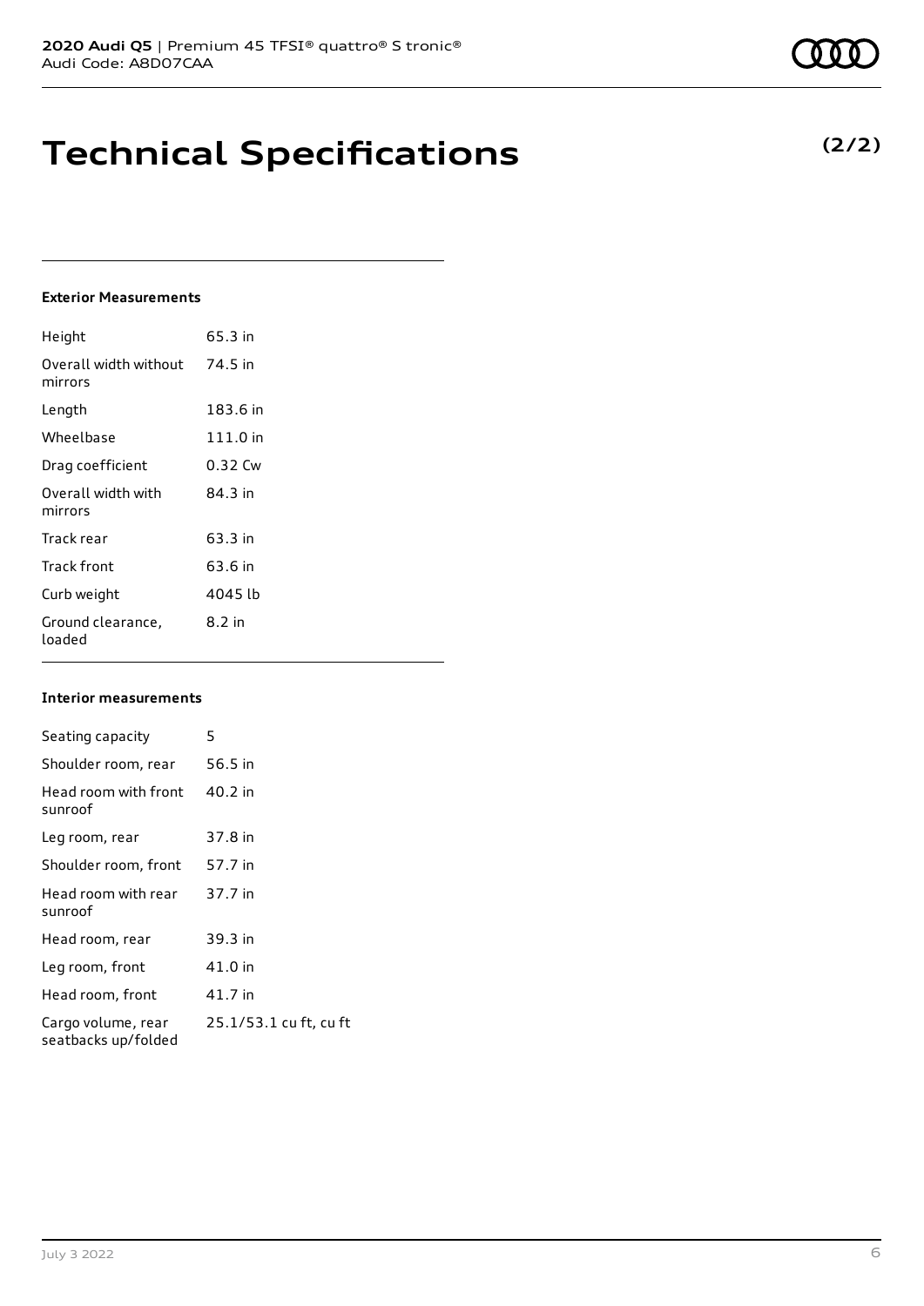# Technical Specifications

**(2/2)**

#### Exterior Measurements

| | |
|---|---|
| Height | 65.3 in |
| Overall width without mirrors | 74.5 in |
| Length | 183.6 in |
| Wheelbase | 111.0 in |
| Drag coefficient | 0.32 Cw |
| Overall width with mirrors | 84.3 in |
| Track rear | 63.3 in |
| Track front | 63.6 in |
| Curb weight | 4045 lb |
| Ground clearance, loaded | 8.2 in |

#### Interior measurements

| | |
|---|---|
| Seating capacity | 5 |
| Shoulder room, rear | 56.5 in |
| Head room with front sunroof | 40.2 in |
| Leg room, rear | 37.8 in |
| Shoulder room, front | 57.7 in |
| Head room with rear sunroof | 37.7 in |
| Head room, rear | 39.3 in |
| Leg room, front | 41.0 in |
| Head room, front | 41.7 in |
| Cargo volume, rear seatbacks up/folded | 25.1/53.1 cu ft, cu ft |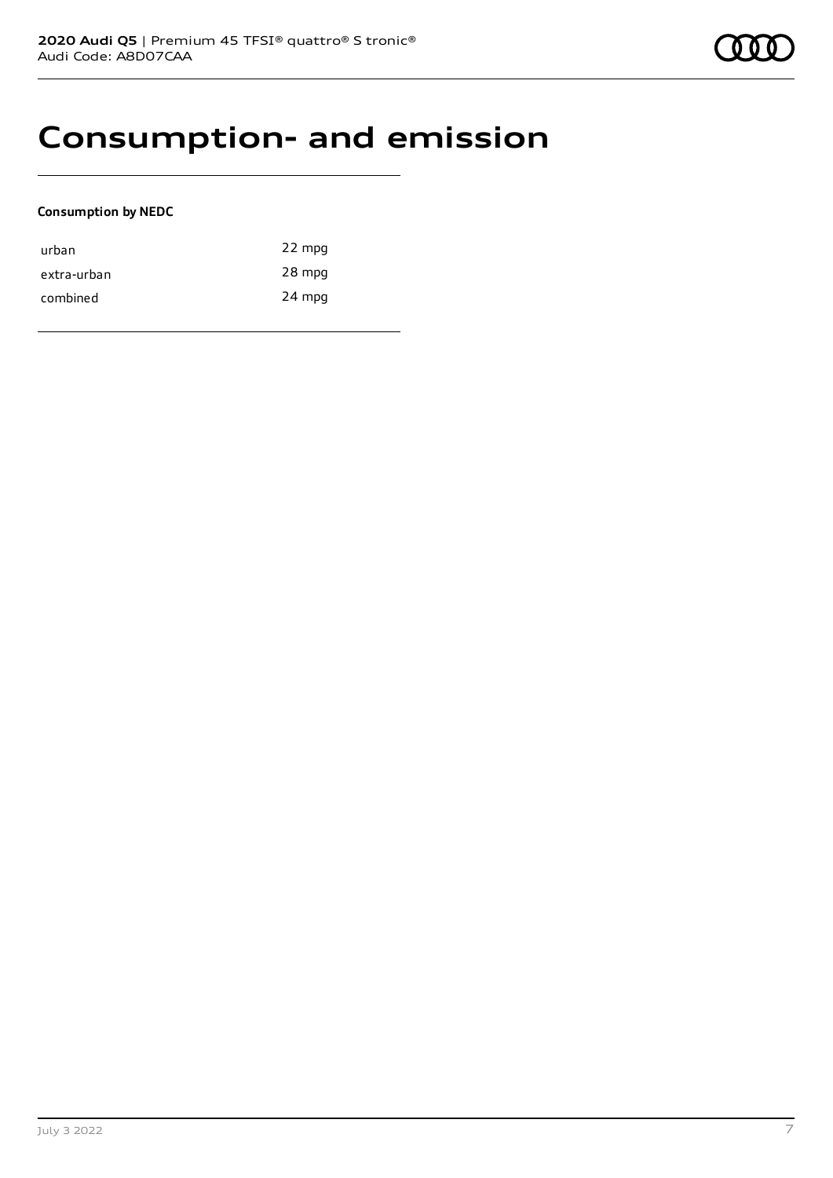# Consumption- and emission

**Consumption by NEDC**

| | |
|---|---|
| urban | 22 mpg |
| extra-urban | 28 mpg |
| combined | 24 mpg |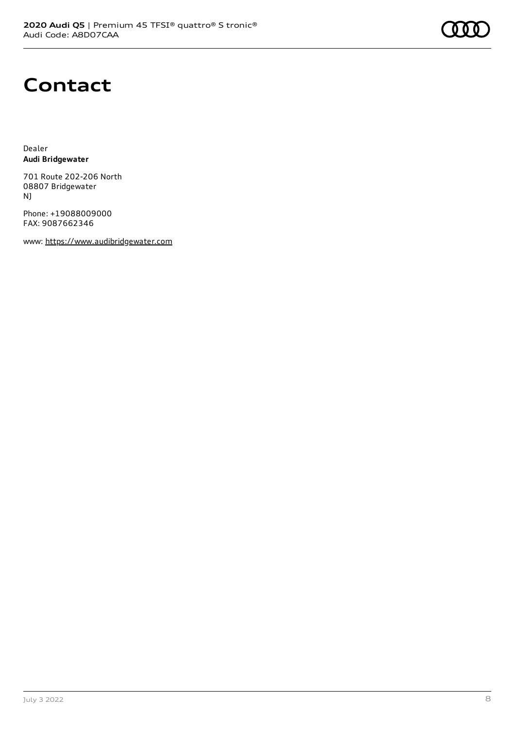# Contact

Dealer
**Audi Bridgewater**

701 Route 202-206 North
08807 Bridgewater
NJ

Phone: +19088009000
FAX: 9087662346

www: https://www.audibridgewater.com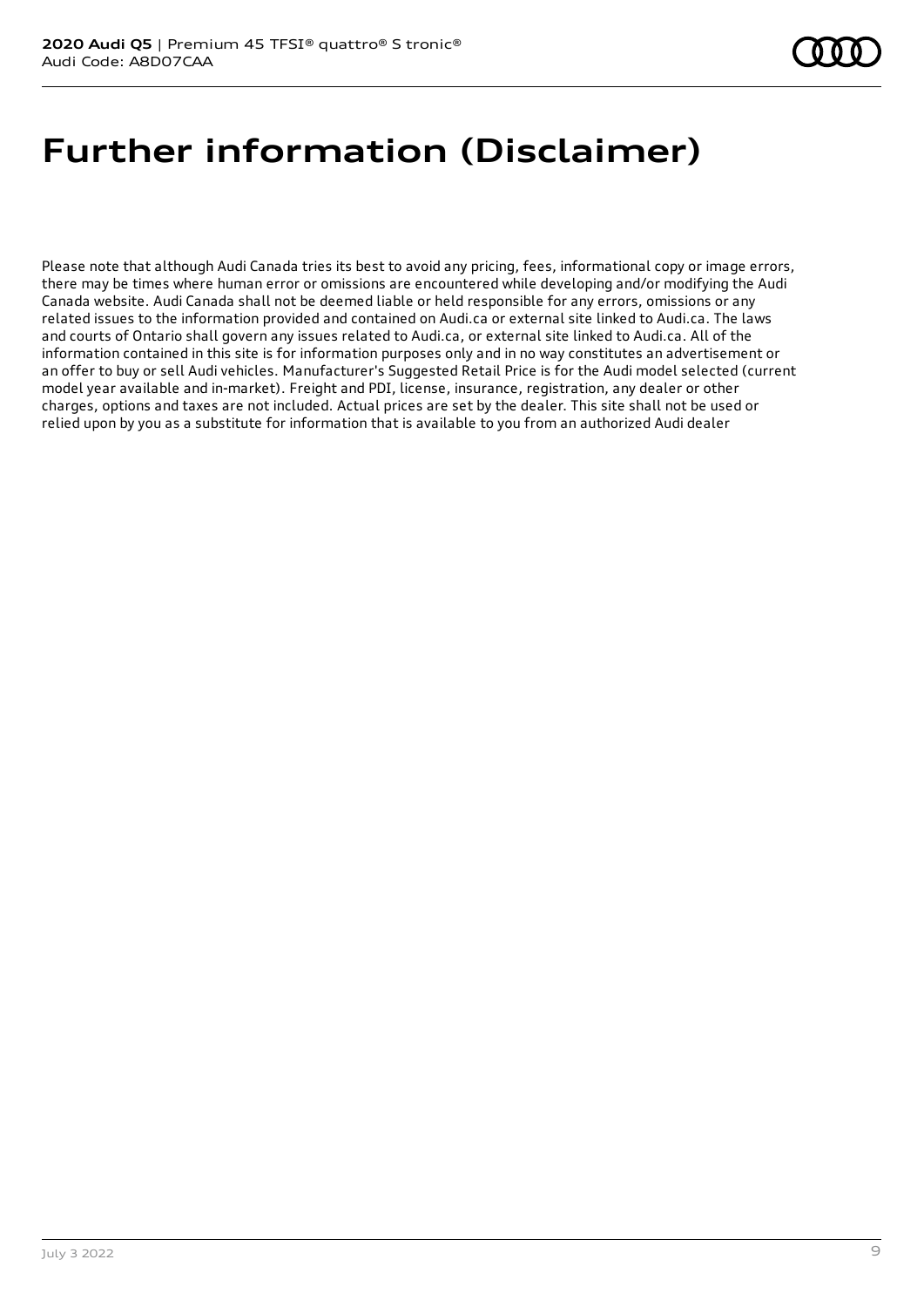# Further information (Disclaimer)

Please note that although Audi Canada tries its best to avoid any pricing, fees, informational copy or image errors, there may be times where human error or omissions are encountered while developing and/or modifying the Audi Canada website. Audi Canada shall not be deemed liable or held responsible for any errors, omissions or any related issues to the information provided and contained on Audi.ca or external site linked to Audi.ca. The laws and courts of Ontario shall govern any issues related to Audi.ca, or external site linked to Audi.ca. All of the information contained in this site is for information purposes only and in no way constitutes an advertisement or an offer to buy or sell Audi vehicles. Manufacturer's Suggested Retail Price is for the Audi model selected (current model year available and in-market). Freight and PDI, license, insurance, registration, any dealer or other charges, options and taxes are not included. Actual prices are set by the dealer. This site shall not be used or relied upon by you as a substitute for information that is available to you from an authorized Audi dealer